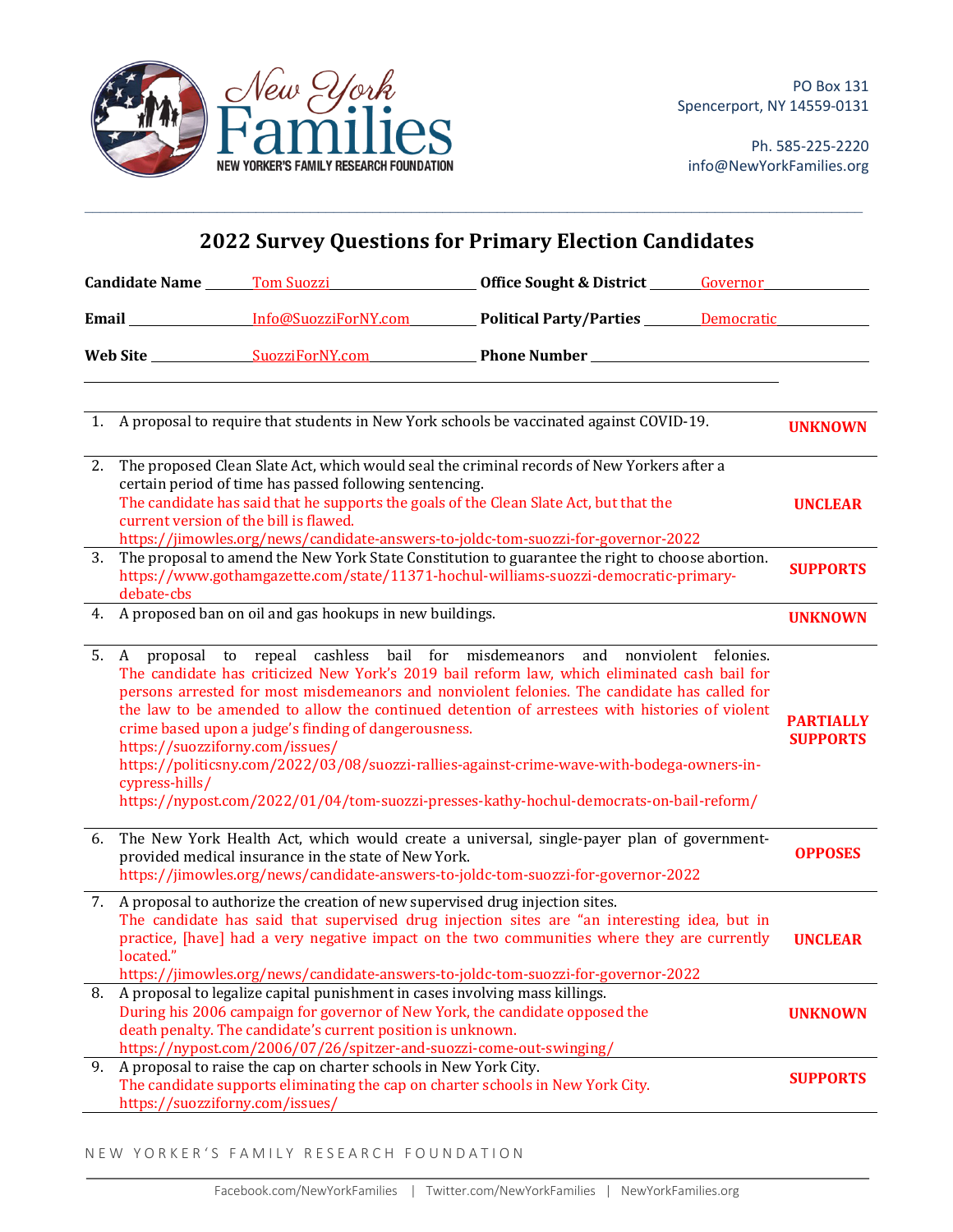New York Families

NEW YORKER'S FAMILY RESEARCH FOUNDATION

PO Box 131
Spencerport, NY 14559-0131

Ph. 585-225-2220
info@NewYorkFamilies.org

# 2022 Survey Questions for Primary Election Candidates

**Candidate Name** Tom Suozzi **Office Sought & District** Governor

**Email** Info@SuozziForNY.com **Political Party/Parties** Democratic

**Web Site** SuozziForNY.com **Phone Number**

| # | Question | Position |
|---|---|---|
| 1. | A proposal to require that students in New York schools be vaccinated against COVID-19. | **UNKNOWN** |
| 2. | The proposed Clean Slate Act, which would seal the criminal records of New Yorkers after a certain period of time has passed following sentencing.<br>The candidate has said that he supports the goals of the Clean Slate Act, but that the current version of the bill is flawed.<br>https://jimowles.org/news/candidate-answers-to-joldc-tom-suozzi-for-governor-2022 | **UNCLEAR** |
| 3. | The proposal to amend the New York State Constitution to guarantee the right to choose abortion.<br>https://www.gothamgazette.com/state/11371-hochul-williams-suozzi-democratic-primary-debate-cbs | **SUPPORTS** |
| 4. | A proposed ban on oil and gas hookups in new buildings. | **UNKNOWN** |
| 5. | A proposal to repeal cashless bail for misdemeanors and nonviolent felonies.<br>The candidate has criticized New York's 2019 bail reform law, which eliminated cash bail for persons arrested for most misdemeanors and nonviolent felonies. The candidate has called for the law to be amended to allow the continued detention of arrestees with histories of violent crime based upon a judge's finding of dangerousness.<br>https://suozziforny.com/issues/<br>https://politicsny.com/2022/03/08/suozzi-rallies-against-crime-wave-with-bodega-owners-in-cypress-hills/<br>https://nypost.com/2022/01/04/tom-suozzi-presses-kathy-hochul-democrats-on-bail-reform/ | **PARTIALLY SUPPORTS** |
| 6. | The New York Health Act, which would create a universal, single-payer plan of government-provided medical insurance in the state of New York.<br>https://jimowles.org/news/candidate-answers-to-joldc-tom-suozzi-for-governor-2022 | **OPPOSES** |
| 7. | A proposal to authorize the creation of new supervised drug injection sites.<br>The candidate has said that supervised drug injection sites are "an interesting idea, but in practice, [have] had a very negative impact on the two communities where they are currently located."<br>https://jimowles.org/news/candidate-answers-to-joldc-tom-suozzi-for-governor-2022 | **UNCLEAR** |
| 8. | A proposal to legalize capital punishment in cases involving mass killings.<br>During his 2006 campaign for governor of New York, the candidate opposed the death penalty. The candidate's current position is unknown.<br>https://nypost.com/2006/07/26/spitzer-and-suozzi-come-out-swinging/ | **UNKNOWN** |
| 9. | A proposal to raise the cap on charter schools in New York City.<br>The candidate supports eliminating the cap on charter schools in New York City.<br>https://suozziforny.com/issues/ | **SUPPORTS** |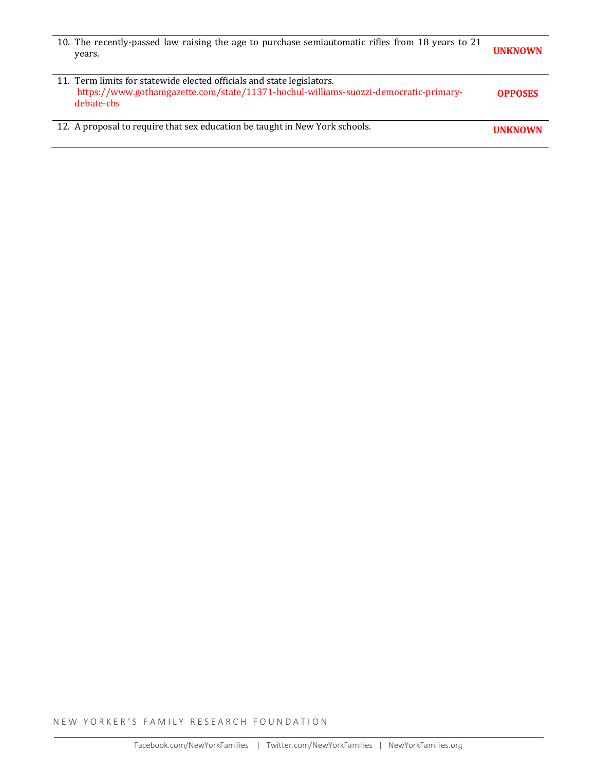| | |
|---|---|
| 10. The recently-passed law raising the age to purchase semiautomatic rifles from 18 years to 21 years. | **UNKNOWN** |
| 11. Term limits for statewide elected officials and state legislators. https://www.gothamgazette.com/state/11371-hochul-williams-suozzi-democratic-primary-debate-cbs | **OPPOSES** |
| 12. A proposal to require that sex education be taught in New York schools. | **UNKNOWN** |

NEW YORKER'S FAMILY RESEARCH FOUNDATION

Facebook.com/NewYorkFamilies | Twitter.com/NewYorkFamilies | NewYorkFamilies.org